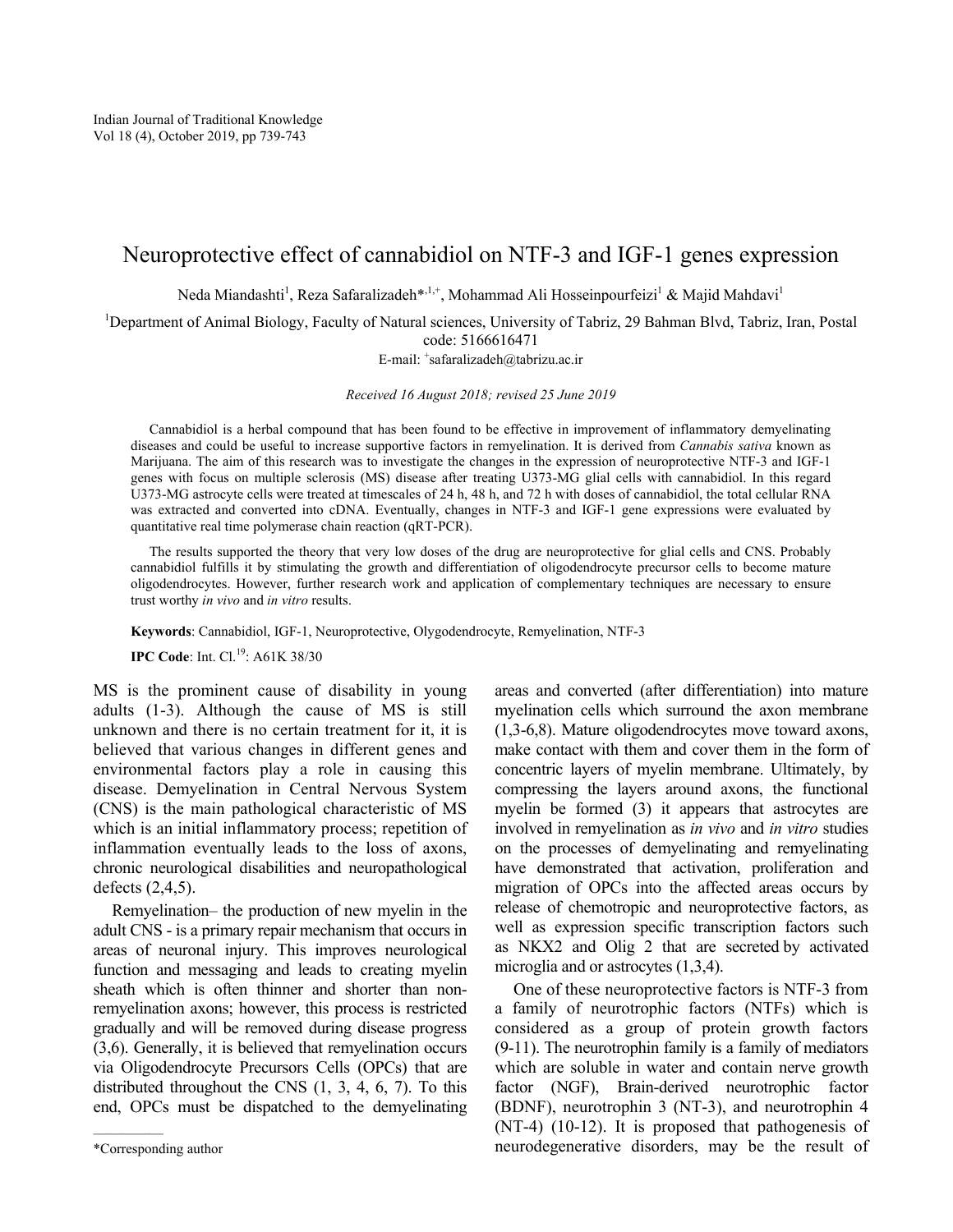# Neuroprotective effect of cannabidiol on NTF-3 and IGF-1 genes expression

Neda Miandashti[1], Reza Safaralizadeh*[,1,+], Mohammad Ali Hosseinpourfeizi[1] & Majid Mahdavi[1]

[1]Department of Animal Biology, Faculty of Natural sciences, University of Tabriz, 29 Bahman Blvd, Tabriz, Iran, Postal code: 5166616471

E-mail: [+]safaralizadeh@tabrizu.ac.ir

*Received 16 August 2018; revised 25 June 2019*

Cannabidiol is a herbal compound that has been found to be effective in improvement of inflammatory demyelinating diseases and could be useful to increase supportive factors in remyelination. It is derived from *Cannabis sativa* known as Marijuana. The aim of this research was to investigate the changes in the expression of neuroprotective NTF-3 and IGF-1 genes with focus on multiple sclerosis (MS) disease after treating U373-MG glial cells with cannabidiol. In this regard U373-MG astrocyte cells were treated at timescales of 24 h, 48 h, and 72 h with doses of cannabidiol, the total cellular RNA was extracted and converted into cDNA. Eventually, changes in NTF-3 and IGF-1 gene expressions were evaluated by quantitative real time polymerase chain reaction (qRT-PCR).

The results supported the theory that very low doses of the drug are neuroprotective for glial cells and CNS. Probably cannabidiol fulfills it by stimulating the growth and differentiation of oligodendrocyte precursor cells to become mature oligodendrocytes. However, further research work and application of complementary techniques are necessary to ensure trust worthy *in vivo* and *in vitro* results.

**Keywords**: Cannabidiol, IGF-1, Neuroprotective, Olygodendrocyte, Remyelination, NTF-3

**IPC Code**: Int. Cl.[19]: A61K 38/30

MS is the prominent cause of disability in young adults (1-3). Although the cause of MS is still unknown and there is no certain treatment for it, it is believed that various changes in different genes and environmental factors play a role in causing this disease. Demyelination in Central Nervous System (CNS) is the main pathological characteristic of MS which is an initial inflammatory process; repetition of inflammation eventually leads to the loss of axons, chronic neurological disabilities and neuropathological defects (2,4,5).

Remyelination– the production of new myelin in the adult CNS - is a primary repair mechanism that occurs in areas of neuronal injury. This improves neurological function and messaging and leads to creating myelin sheath which is often thinner and shorter than non-remyelination axons; however, this process is restricted gradually and will be removed during disease progress (3,6). Generally, it is believed that remyelination occurs via Oligodendrocyte Precursors Cells (OPCs) that are distributed throughout the CNS (1, 3, 4, 6, 7). To this end, OPCs must be dispatched to the demyelinating areas and converted (after differentiation) into mature myelination cells which surround the axon membrane (1,3-6,8). Mature oligodendrocytes move toward axons, make contact with them and cover them in the form of concentric layers of myelin membrane. Ultimately, by compressing the layers around axons, the functional myelin be formed (3) it appears that astrocytes are involved in remyelination as *in vivo* and *in vitro* studies on the processes of demyelinating and remyelinating have demonstrated that activation, proliferation and migration of OPCs into the affected areas occurs by release of chemotropic and neuroprotective factors, as well as expression specific transcription factors such as NKX2 and Olig 2 that are secreted by activated microglia and or astrocytes (1,3,4).

One of these neuroprotective factors is NTF-3 from a family of neurotrophic factors (NTFs) which is considered as a group of protein growth factors (9-11). The neurotrophin family is a family of mediators which are soluble in water and contain nerve growth factor (NGF), Brain-derived neurotrophic factor (BDNF), neurotrophin 3 (NT-3), and neurotrophin 4 (NT-4) (10-12). It is proposed that pathogenesis of neurodegenerative disorders, may be the result of

*Corresponding author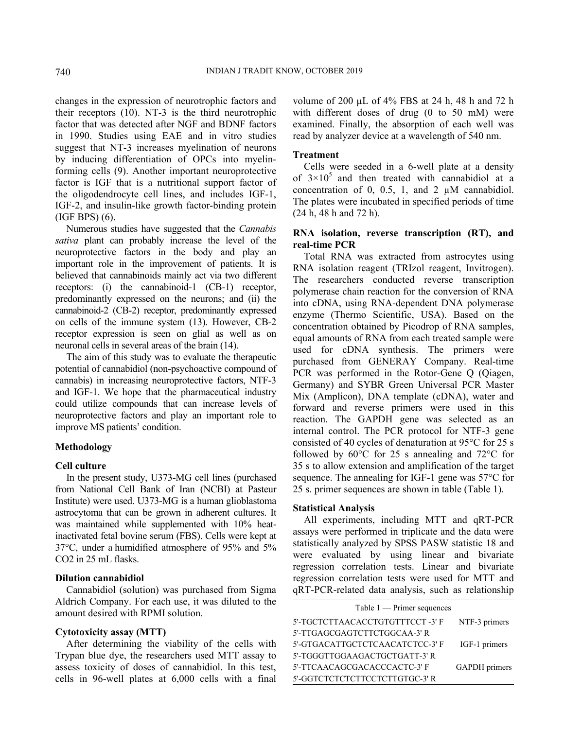changes in the expression of neurotrophic factors and their receptors (10). NT-3 is the third neurotrophic factor that was detected after NGF and BDNF factors in 1990. Studies using EAE and in vitro studies suggest that NT-3 increases myelination of neurons by inducing differentiation of OPCs into myelin-forming cells (9). Another important neuroprotective factor is IGF that is a nutritional support factor of the oligodendrocyte cell lines, and includes IGF-1, IGF-2, and insulin-like growth factor-binding protein (IGF BPS) (6).

Numerous studies have suggested that the *Cannabis sativa* plant can probably increase the level of the neuroprotective factors in the body and play an important role in the improvement of patients. It is believed that cannabinoids mainly act via two different receptors: (i) the cannabinoid-1 (CB-1) receptor, predominantly expressed on the neurons; and (ii) the cannabinoid-2 (CB-2) receptor, predominantly expressed on cells of the immune system (13). However, CB-2 receptor expression is seen on glial as well as on neuronal cells in several areas of the brain (14).

The aim of this study was to evaluate the therapeutic potential of cannabidiol (non-psychoactive compound of cannabis) in increasing neuroprotective factors, NTF-3 and IGF-1. We hope that the pharmaceutical industry could utilize compounds that can increase levels of neuroprotective factors and play an important role to improve MS patients' condition.

## Methodology

### Cell culture

In the present study, U373-MG cell lines (purchased from National Cell Bank of Iran (NCBI) at Pasteur Institute) were used. U373-MG is a human glioblastoma astrocytoma that can be grown in adherent cultures. It was maintained while supplemented with 10% heat-inactivated fetal bovine serum (FBS). Cells were kept at 37°C, under a humidified atmosphere of 95% and 5% $CO_2$ in 25 mL flasks.

### Dilution cannabidiol

Cannabidiol (solution) was purchased from Sigma Aldrich Company. For each use, it was diluted to the amount desired with RPMI solution.

### Cytotoxicity assay (MTT)

After determining the viability of the cells with Trypan blue dye, the researchers used MTT assay to assess toxicity of doses of cannabidiol. In this test, cells in 96-well plates at 6,000 cells with a final volume of 200 µL of 4% FBS at 24 h, 48 h and 72 h with different doses of drug (0 to 50 mM) were examined. Finally, the absorption of each well was read by analyzer device at a wavelength of 540 nm.

### Treatment

Cells were seeded in a 6-well plate at a density of $3\times10^5$ and then treated with cannabidiol at a concentration of 0, 0.5, 1, and 2 µM cannabidiol. The plates were incubated in specified periods of time (24 h, 48 h and 72 h).

### RNA isolation, reverse transcription (RT), and real-time PCR

Total RNA was extracted from astrocytes using RNA isolation reagent (TRIzol reagent, Invitrogen). The researchers conducted reverse transcription polymerase chain reaction for the conversion of RNA into cDNA, using RNA-dependent DNA polymerase enzyme (Thermo Scientific, USA). Based on the concentration obtained by Picodrop of RNA samples, equal amounts of RNA from each treated sample were used for cDNA synthesis. The primers were purchased from GENERAY Company. Real-time PCR was performed in the Rotor-Gene Q (Qiagen, Germany) and SYBR Green Universal PCR Master Mix (Amplicon), DNA template (cDNA), water and forward and reverse primers were used in this reaction. The GAPDH gene was selected as an internal control. The PCR protocol for NTF-3 gene consisted of 40 cycles of denaturation at 95°C for 25 s followed by 60°C for 25 s annealing and 72°C for 35 s to allow extension and amplification of the target sequence. The annealing for IGF-1 gene was 57°C for 25 s. primer sequences are shown in table (Table 1).

### Statistical Analysis

All experiments, including MTT and qRT-PCR assays were performed in triplicate and the data were statistically analyzed by SPSS PASW statistic 18 and were evaluated by using linear and bivariate regression correlation tests. Linear and bivariate regression correlation tests were used for MTT and qRT-PCR-related data analysis, such as relationship

Table 1 — Primer sequences

| | |
|---|---|
| 5'-TGCTCTTAACACCTGTGTTTCCT -3' F | NTF-3 primers |
| 5'-TTGAGCGAGTCTTCTGGCAA-3' R | |
| 5'-GTGACATTGCTCTCAACATCTCC-3' F | IGF-1 primers |
| 5'-TGGGTTGGAAGACTGCTGATT-3' R | |
| 5'-TTCAACAGCGACACCCACTC-3' F | GAPDH primers |
| 5'-GGTCTCTCTCTTCCTCTTGTGC-3' R | |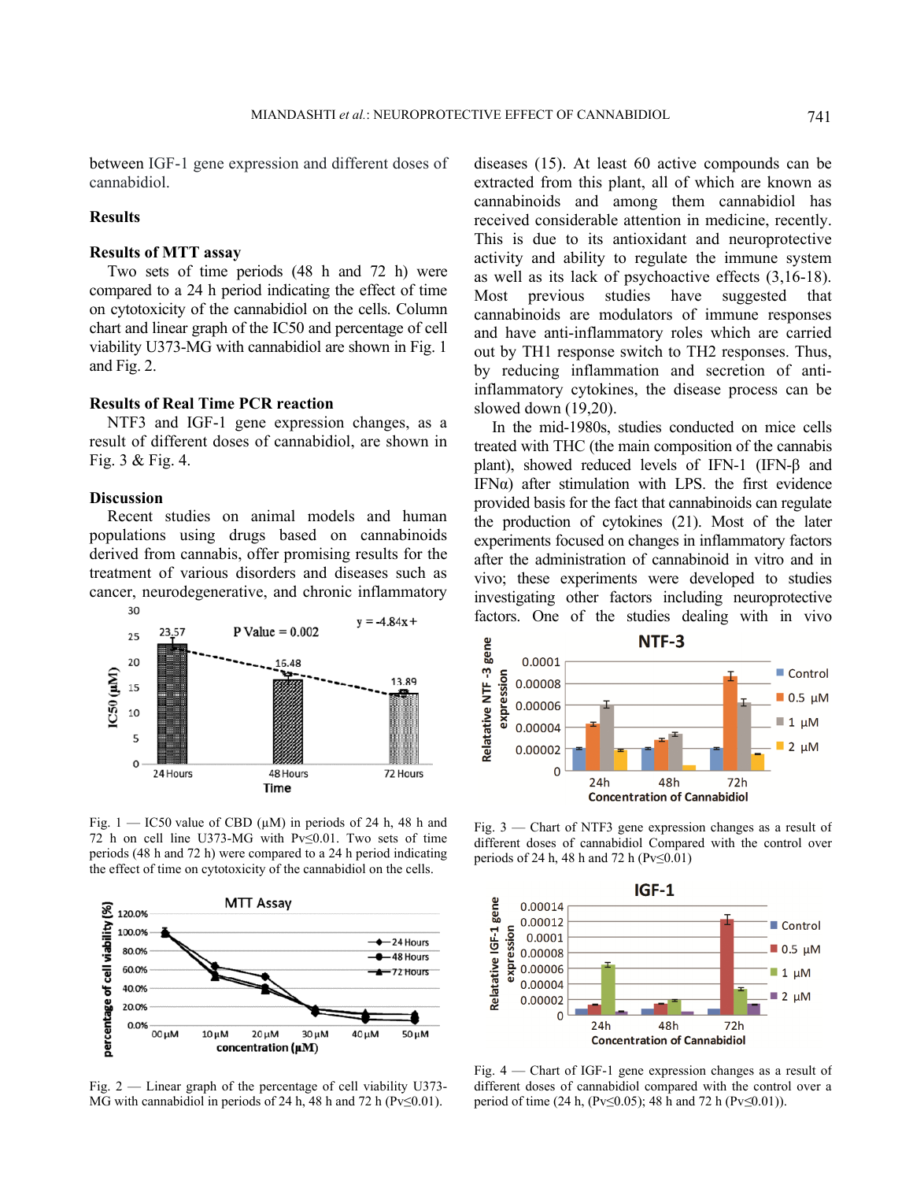between IGF-1 gene expression and different doses of cannabidiol.

## Results

### Results of MTT assay

Two sets of time periods (48 h and 72 h) were compared to a 24 h period indicating the effect of time on cytotoxicity of the cannabidiol on the cells. Column chart and linear graph of the IC50 and percentage of cell viability U373-MG with cannabidiol are shown in Fig. 1 and Fig. 2.

### Results of Real Time PCR reaction

NTF3 and IGF-1 gene expression changes, as a result of different doses of cannabidiol, are shown in Fig. 3 & Fig. 4.

## Discussion

Recent studies on animal models and human populations using drugs based on cannabinoids derived from cannabis, offer promising results for the treatment of various disorders and diseases such as cancer, neurodegenerative, and chronic inflammatory diseases (15). At least 60 active compounds can be extracted from this plant, all of which are known as cannabinoids and among them cannabidiol has received considerable attention in medicine, recently. This is due to its antioxidant and neuroprotective activity and ability to regulate the immune system as well as its lack of psychoactive effects (3,16-18). Most previous studies have suggested that cannabinoids are modulators of immune responses and have anti-inflammatory roles which are carried out by TH1 response switch to TH2 responses. Thus, by reducing inflammation and secretion of anti-inflammatory cytokines, the disease process can be slowed down (19,20).

In the mid-1980s, studies conducted on mice cells treated with THC (the main composition of the cannabis plant), showed reduced levels of IFN-1 (IFN-β and IFNα) after stimulation with LPS. the first evidence provided basis for the fact that cannabinoids can regulate the production of cytokines (21). Most of the later experiments focused on changes in inflammatory factors after the administration of cannabinoid in vitro and in vivo; these experiments were developed to studies investigating other factors including neuroprotective factors. One of the studies dealing with in vivo

IC50 (μM)
30
25
20
15
10
5
0
23.57
P Value = 0.002
y = -4.84x +
16.48
13.89
24 Hours
48 Hours
72 Hours
Time

Fig. 1 — IC50 value of CBD (μM) in periods of 24 h, 48 h and 72 h on cell line U373-MG with Pv≤0.01. Two sets of time periods (48 h and 72 h) were compared to a 24 h period indicating the effect of time on cytotoxicity of the cannabidiol on the cells.

MTT Assay
percentage of cell viability (%)
120.0%
100.0%
80.0%
60.0%
40.0%
20.0%
0.0%
24 Hours
48 Hours
72 Hours
00 μM
10 μM
20 μM
30 μM
40 μM
50 μM
concentration (μM)

Fig. 2 — Linear graph of the percentage of cell viability U373-MG with cannabidiol in periods of 24 h, 48 h and 72 h (Pv≤0.01).

NTF-3
Relative NTF -3 gene expression
0.0001
0.00008
0.00006
0.00004
0.00002
0
Control
0.5 μM
1 μM
2 μM
24h
48h
72h
Concentration of Cannabidiol

Fig. 3 — Chart of NTF3 gene expression changes as a result of different doses of cannabidiol Compared with the control over periods of 24 h, 48 h and 72 h (Pv≤0.01)

IGF-1
Relative IGF-1 gene expression
0.00014
0.00012
0.0001
0.00008
0.00006
0.00004
0.00002
0
Control
0.5 μM
1 μM
2 μM
24h
48h
72h
Concentration of Cannabidiol

Fig. 4 — Chart of IGF-1 gene expression changes as a result of different doses of cannabidiol compared with the control over a period of time (24 h, (Pv≤0.05); 48 h and 72 h (Pv≤0.01)).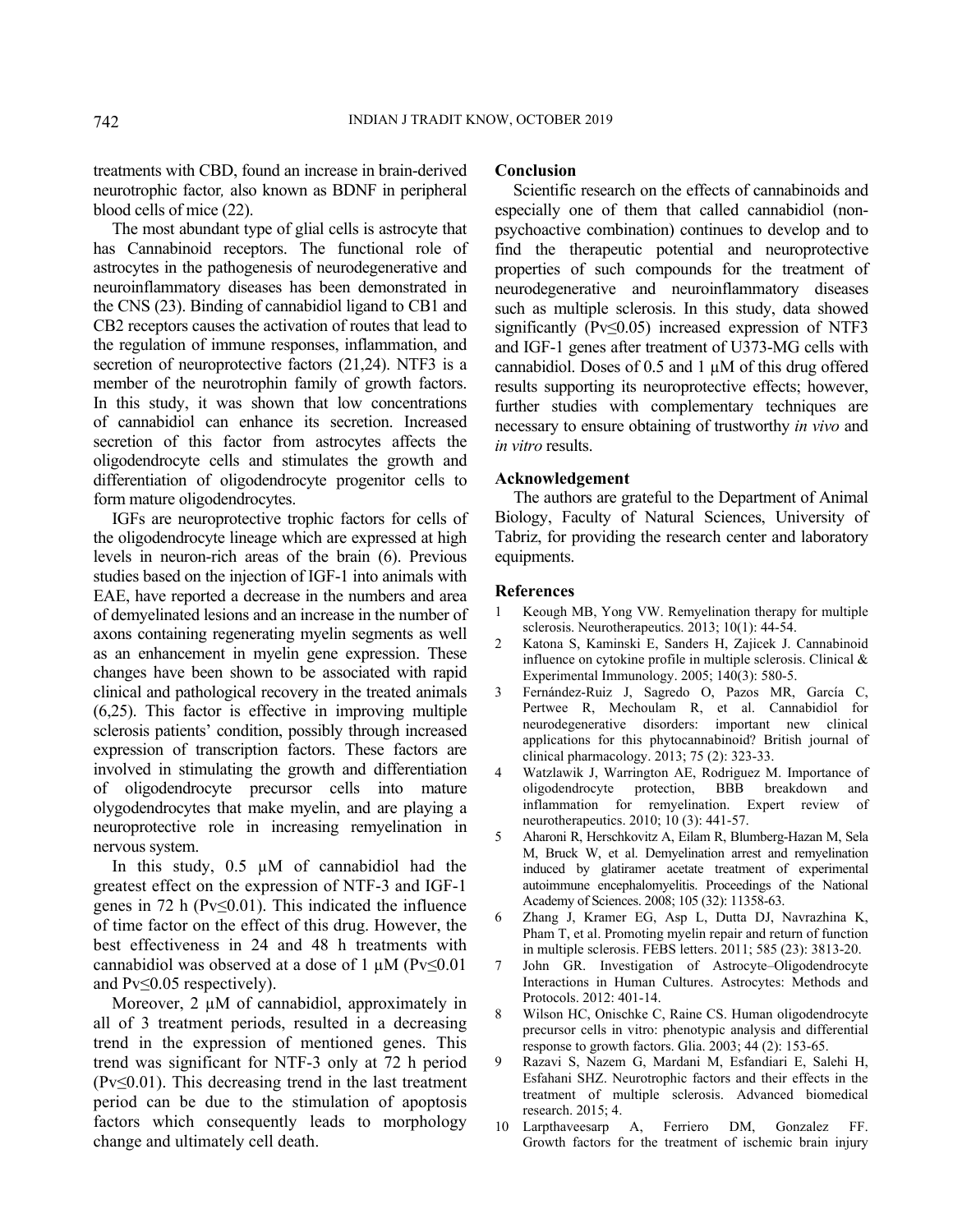treatments with CBD, found an increase in brain-derived neurotrophic factor, also known as BDNF in peripheral blood cells of mice (22).

The most abundant type of glial cells is astrocyte that has Cannabinoid receptors. The functional role of astrocytes in the pathogenesis of neurodegenerative and neuroinflammatory diseases has been demonstrated in the CNS (23). Binding of cannabidiol ligand to CB1 and CB2 receptors causes the activation of routes that lead to the regulation of immune responses, inflammation, and secretion of neuroprotective factors (21,24). NTF3 is a member of the neurotrophin family of growth factors. In this study, it was shown that low concentrations of cannabidiol can enhance its secretion. Increased secretion of this factor from astrocytes affects the oligodendrocyte cells and stimulates the growth and differentiation of oligodendrocyte progenitor cells to form mature oligodendrocytes.

IGFs are neuroprotective trophic factors for cells of the oligodendrocyte lineage which are expressed at high levels in neuron-rich areas of the brain (6). Previous studies based on the injection of IGF-1 into animals with EAE, have reported a decrease in the numbers and area of demyelinated lesions and an increase in the number of axons containing regenerating myelin segments as well as an enhancement in myelin gene expression. These changes have been shown to be associated with rapid clinical and pathological recovery in the treated animals (6,25). This factor is effective in improving multiple sclerosis patients' condition, possibly through increased expression of transcription factors. These factors are involved in stimulating the growth and differentiation of oligodendrocyte precursor cells into mature olygodendrocytes that make myelin, and are playing a neuroprotective role in increasing remyelination in nervous system.

In this study, 0.5 µM of cannabidiol had the greatest effect on the expression of NTF-3 and IGF-1 genes in 72 h (Pv≤0.01). This indicated the influence of time factor on the effect of this drug. However, the best effectiveness in 24 and 48 h treatments with cannabidiol was observed at a dose of 1 µM (Pv≤0.01 and Pv≤0.05 respectively).

Moreover, 2 µM of cannabidiol, approximately in all of 3 treatment periods, resulted in a decreasing trend in the expression of mentioned genes. This trend was significant for NTF-3 only at 72 h period (Pv≤0.01). This decreasing trend in the last treatment period can be due to the stimulation of apoptosis factors which consequently leads to morphology change and ultimately cell death.

## Conclusion

Scientific research on the effects of cannabinoids and especially one of them that called cannabidiol (non-psychoactive combination) continues to develop and to find the therapeutic potential and neuroprotective properties of such compounds for the treatment of neurodegenerative and neuroinflammatory diseases such as multiple sclerosis. In this study, data showed significantly (Pv≤0.05) increased expression of NTF3 and IGF-1 genes after treatment of U373-MG cells with cannabidiol. Doses of 0.5 and 1 µM of this drug offered results supporting its neuroprotective effects; however, further studies with complementary techniques are necessary to ensure obtaining of trustworthy *in vivo* and *in vitro* results.

## Acknowledgement

The authors are grateful to the Department of Animal Biology, Faculty of Natural Sciences, University of Tabriz, for providing the research center and laboratory equipments.

## References

1. Keough MB, Yong VW. Remyelination therapy for multiple sclerosis. Neurotherapeutics. 2013; 10(1): 44-54.
2. Katona S, Kaminski E, Sanders H, Zajicek J. Cannabinoid influence on cytokine profile in multiple sclerosis. Clinical & Experimental Immunology. 2005; 140(3): 580-5.
3. Fernández-Ruiz J, Sagredo O, Pazos MR, García C, Pertwee R, Mechoulam R, et al. Cannabidiol for neurodegenerative disorders: important new clinical applications for this phytocannabinoid? British journal of clinical pharmacology. 2013; 75 (2): 323-33.
4. Watzlawik J, Warrington AE, Rodriguez M. Importance of oligodendrocyte protection, BBB breakdown and inflammation for remyelination. Expert review of neurotherapeutics. 2010; 10 (3): 441-57.
5. Aharoni R, Herschkovitz A, Eilam R, Blumberg-Hazan M, Sela M, Bruck W, et al. Demyelination arrest and remyelination induced by glatiramer acetate treatment of experimental autoimmune encephalomyelitis. Proceedings of the National Academy of Sciences. 2008; 105 (32): 11358-63.
6. Zhang J, Kramer EG, Asp L, Dutta DJ, Navrazhina K, Pham T, et al. Promoting myelin repair and return of function in multiple sclerosis. FEBS letters. 2011; 585 (23): 3813-20.
7. John GR. Investigation of Astrocyte–Oligodendrocyte Interactions in Human Cultures. Astrocytes: Methods and Protocols. 2012: 401-14.
8. Wilson HC, Onischke C, Raine CS. Human oligodendrocyte precursor cells in vitro: phenotypic analysis and differential response to growth factors. Glia. 2003; 44 (2): 153-65.
9. Razavi S, Nazem G, Mardani M, Esfandiari E, Salehi H, Esfahani SHZ. Neurotrophic factors and their effects in the treatment of multiple sclerosis. Advanced biomedical research. 2015; 4.
10. Larpthaveesarp A, Ferriero DM, Gonzalez FF. Growth factors for the treatment of ischemic brain injury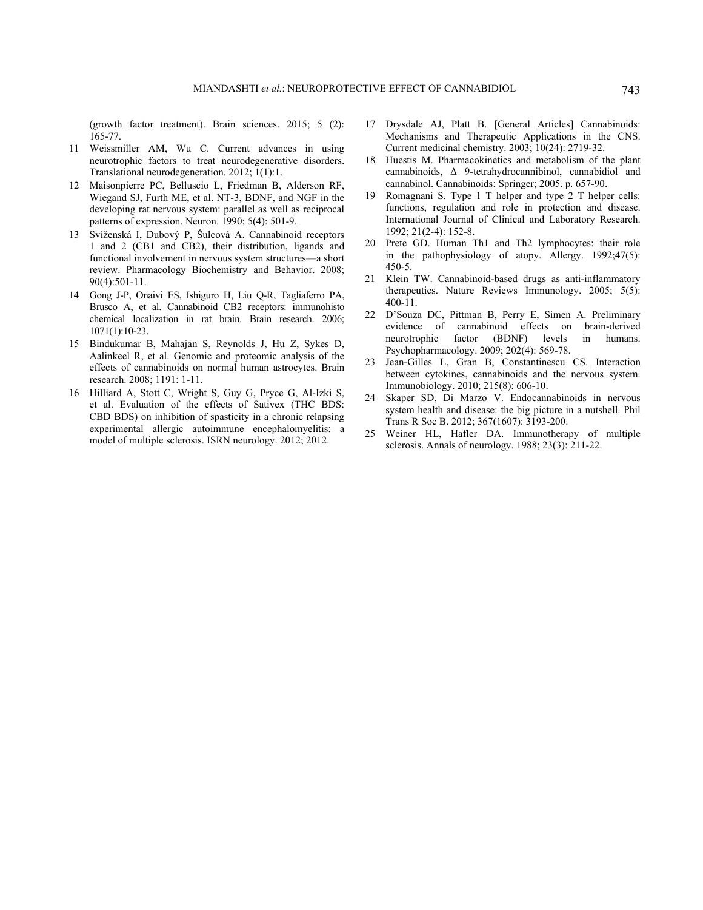(growth factor treatment). Brain sciences. 2015; 5 (2): 165-77.

11 Weissmiller AM, Wu C. Current advances in using neurotrophic factors to treat neurodegenerative disorders. Translational neurodegeneration. 2012; 1(1):1.

12 Maisonpierre PC, Belluscio L, Friedman B, Alderson RF, Wiegand SJ, Furth ME, et al. NT-3, BDNF, and NGF in the developing rat nervous system: parallel as well as reciprocal patterns of expression. Neuron. 1990; 5(4): 501-9.

13 Svíženská I, Dubový P, Šulcová A. Cannabinoid receptors 1 and 2 (CB1 and CB2), their distribution, ligands and functional involvement in nervous system structures—a short review. Pharmacology Biochemistry and Behavior. 2008; 90(4):501-11.

14 Gong J-P, Onaivi ES, Ishiguro H, Liu Q-R, Tagliaferro PA, Brusco A, et al. Cannabinoid CB2 receptors: immunohisto chemical localization in rat brain. Brain research. 2006; 1071(1):10-23.

15 Bindukumar B, Mahajan S, Reynolds J, Hu Z, Sykes D, Aalinkeel R, et al. Genomic and proteomic analysis of the effects of cannabinoids on normal human astrocytes. Brain research. 2008; 1191: 1-11.

16 Hilliard A, Stott C, Wright S, Guy G, Pryce G, Al-Izki S, et al. Evaluation of the effects of Sativex (THC BDS: CBD BDS) on inhibition of spasticity in a chronic relapsing experimental allergic autoimmune encephalomyelitis: a model of multiple sclerosis. ISRN neurology. 2012; 2012.

17 Drysdale AJ, Platt B. [General Articles] Cannabinoids: Mechanisms and Therapeutic Applications in the CNS. Current medicinal chemistry. 2003; 10(24): 2719-32.

18 Huestis M. Pharmacokinetics and metabolism of the plant cannabinoids, Δ 9-tetrahydrocannibinol, cannabidiol and cannabinol. Cannabinoids: Springer; 2005. p. 657-90.

19 Romagnani S. Type 1 T helper and type 2 T helper cells: functions, regulation and role in protection and disease. International Journal of Clinical and Laboratory Research. 1992; 21(2-4): 152-8.

20 Prete GD. Human Th1 and Th2 lymphocytes: their role in the pathophysiology of atopy. Allergy. 1992;47(5): 450-5.

21 Klein TW. Cannabinoid-based drugs as anti-inflammatory therapeutics. Nature Reviews Immunology. 2005; 5(5): 400-11.

22 D'Souza DC, Pittman B, Perry E, Simen A. Preliminary evidence of cannabinoid effects on brain-derived neurotrophic factor (BDNF) levels in humans. Psychopharmacology. 2009; 202(4): 569-78.

23 Jean-Gilles L, Gran B, Constantinescu CS. Interaction between cytokines, cannabinoids and the nervous system. Immunobiology. 2010; 215(8): 606-10.

24 Skaper SD, Di Marzo V. Endocannabinoids in nervous system health and disease: the big picture in a nutshell. Phil Trans R Soc B. 2012; 367(1607): 3193-200.

25 Weiner HL, Hafler DA. Immunotherapy of multiple sclerosis. Annals of neurology. 1988; 23(3): 211-22.